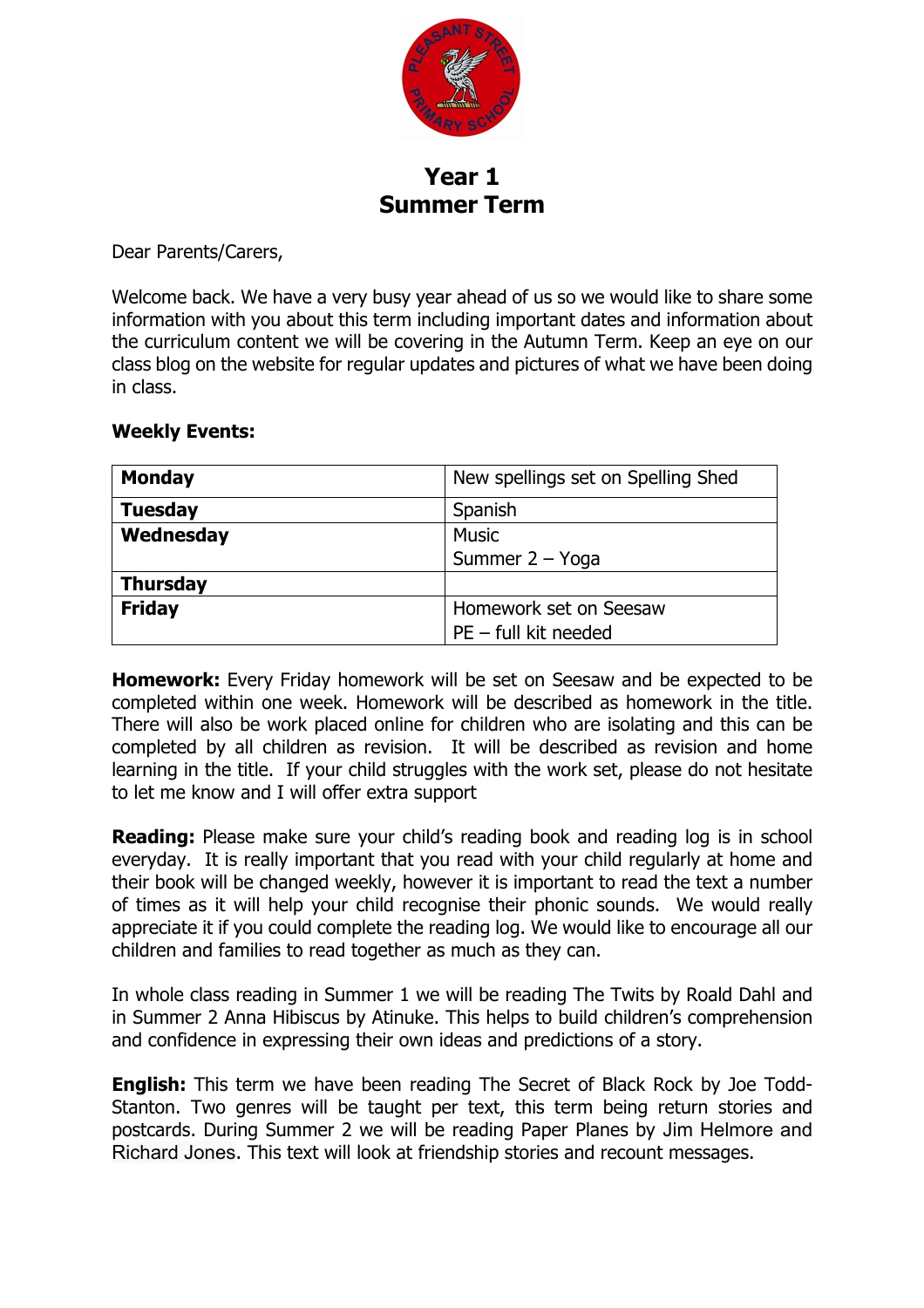# Year 1
# Summer Term

Dear Parents/Carers,

Welcome back. We have a very busy year ahead of us so we would like to share some information with you about this term including important dates and information about the curriculum content we will be covering in the Autumn Term. Keep an eye on our class blog on the website for regular updates and pictures of what we have been doing in class.

**Weekly Events:**

| | |
|---|---|
| **Monday** | New spellings set on Spelling Shed |
| **Tuesday** | Spanish |
| **Wednesday** | Music<br>Summer 2 – Yoga |
| **Thursday** | |
| **Friday** | Homework set on Seesaw<br>PE – full kit needed |

**Homework:** Every Friday homework will be set on Seesaw and be expected to be completed within one week. Homework will be described as homework in the title. There will also be work placed online for children who are isolating and this can be completed by all children as revision. It will be described as revision and home learning in the title. If your child struggles with the work set, please do not hesitate to let me know and I will offer extra support

**Reading:** Please make sure your child's reading book and reading log is in school everyday. It is really important that you read with your child regularly at home and their book will be changed weekly, however it is important to read the text a number of times as it will help your child recognise their phonic sounds. We would really appreciate it if you could complete the reading log. We would like to encourage all our children and families to read together as much as they can.

In whole class reading in Summer 1 we will be reading The Twits by Roald Dahl and in Summer 2 Anna Hibiscus by Atinuke. This helps to build children's comprehension and confidence in expressing their own ideas and predictions of a story.

**English:** This term we have been reading The Secret of Black Rock by Joe Todd-Stanton. Two genres will be taught per text, this term being return stories and postcards. During Summer 2 we will be reading Paper Planes by Jim Helmore and Richard Jones. This text will look at friendship stories and recount messages.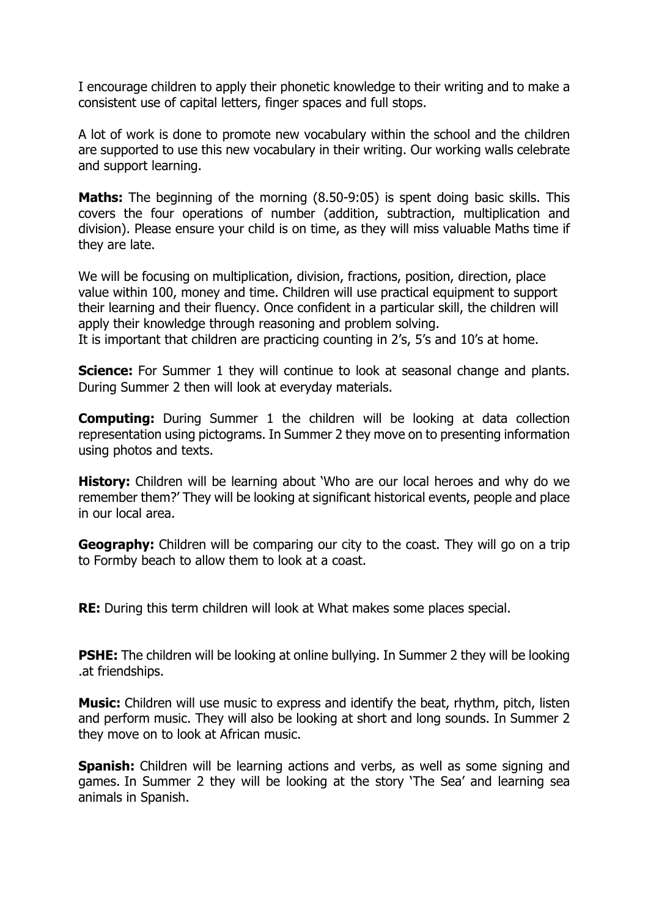I encourage children to apply their phonetic knowledge to their writing and to make a consistent use of capital letters, finger spaces and full stops.

A lot of work is done to promote new vocabulary within the school and the children are supported to use this new vocabulary in their writing. Our working walls celebrate and support learning.

**Maths:** The beginning of the morning (8.50-9:05) is spent doing basic skills. This covers the four operations of number (addition, subtraction, multiplication and division). Please ensure your child is on time, as they will miss valuable Maths time if they are late.

We will be focusing on multiplication, division, fractions, position, direction, place value within 100, money and time. Children will use practical equipment to support their learning and their fluency. Once confident in a particular skill, the children will apply their knowledge through reasoning and problem solving.
It is important that children are practicing counting in 2's, 5's and 10's at home.

**Science:** For Summer 1 they will continue to look at seasonal change and plants. During Summer 2 then will look at everyday materials.

**Computing:** During Summer 1 the children will be looking at data collection representation using pictograms. In Summer 2 they move on to presenting information using photos and texts.

**History:** Children will be learning about 'Who are our local heroes and why do we remember them?' They will be looking at significant historical events, people and place in our local area.

**Geography:** Children will be comparing our city to the coast. They will go on a trip to Formby beach to allow them to look at a coast.

**RE:** During this term children will look at What makes some places special.

**PSHE:** The children will be looking at online bullying. In Summer 2 they will be looking .at friendships.

**Music:** Children will use music to express and identify the beat, rhythm, pitch, listen and perform music. They will also be looking at short and long sounds. In Summer 2 they move on to look at African music.

**Spanish:** Children will be learning actions and verbs, as well as some signing and games. In Summer 2 they will be looking at the story 'The Sea' and learning sea animals in Spanish.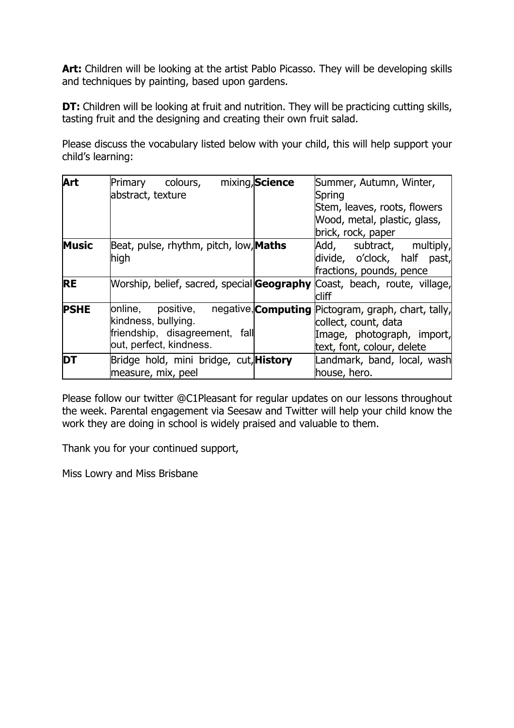**Art:** Children will be looking at the artist Pablo Picasso. They will be developing skills and techniques by painting, based upon gardens.

**DT:** Children will be looking at fruit and nutrition. They will be practicing cutting skills, tasting fruit and the designing and creating their own fruit salad.

Please discuss the vocabulary listed below with your child, this will help support your child's learning:

| | | | |
|---|---|---|---|
| **Art** | Primary colours, mixing, abstract, texture | **Science** | Summer, Autumn, Winter, Spring<br>Stem, leaves, roots, flowers<br>Wood, metal, plastic, glass, brick, rock, paper |
| **Music** | Beat, pulse, rhythm, pitch, low, high | **Maths** | Add, subtract, multiply, divide, o'clock, half past, fractions, pounds, pence |
| **RE** | Worship, belief, sacred, special | **Geography** | Coast, beach, route, village, cliff |
| **PSHE** | online, positive, negative, kindness, bullying.<br>friendship, disagreement, fall out, perfect, kindness. | **Computing** | Pictogram, graph, chart, tally, collect, count, data<br>Image, photograph, import, text, font, colour, delete |
| **DT** | Bridge hold, mini bridge, cut, measure, mix, peel | **History** | Landmark, band, local, wash house, hero. |

Please follow our twitter @C1Pleasant for regular updates on our lessons throughout the week. Parental engagement via Seesaw and Twitter will help your child know the work they are doing in school is widely praised and valuable to them.

Thank you for your continued support,

Miss Lowry and Miss Brisbane